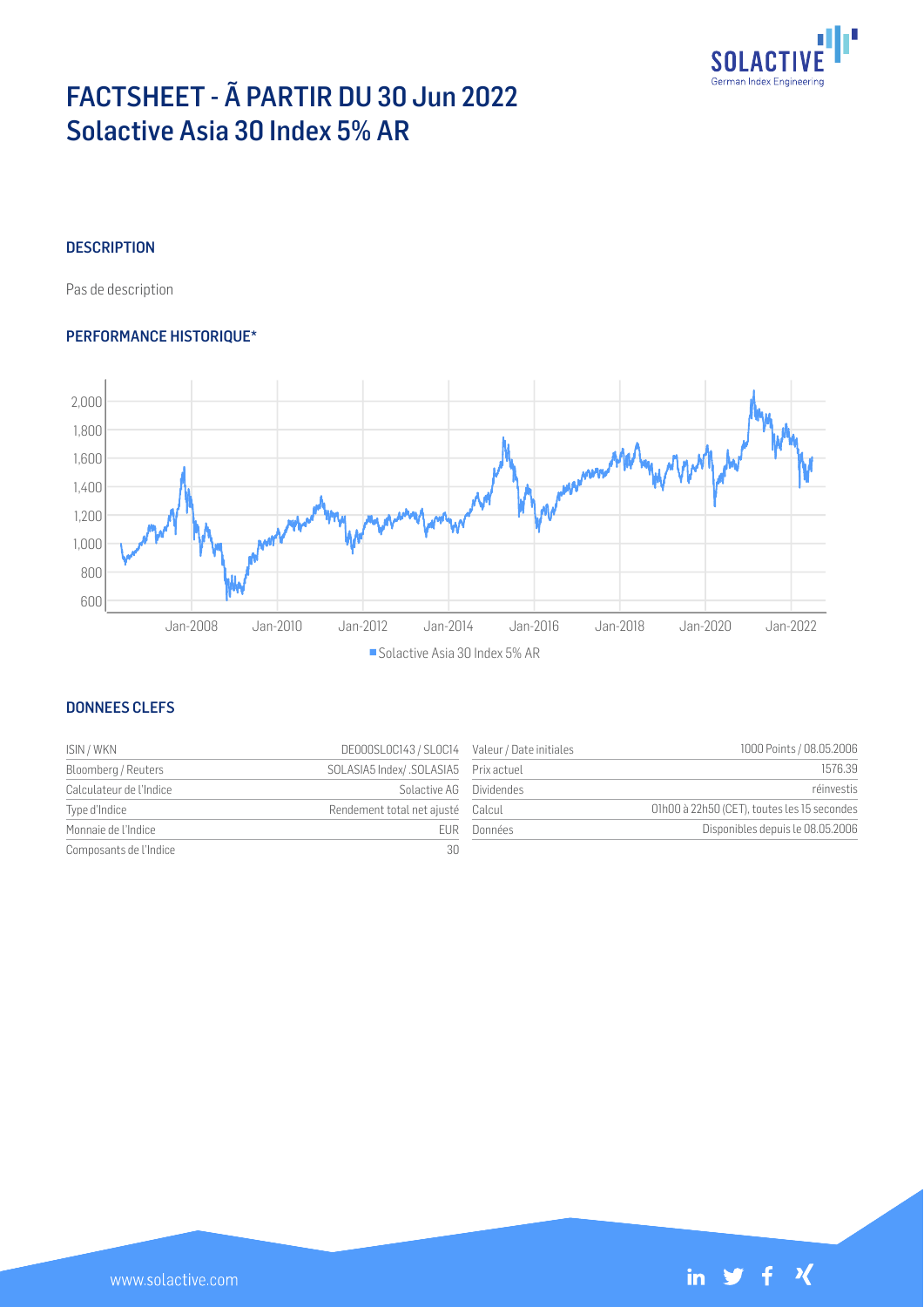# FACTSHEET - Ã PARTIR DU 30 Jun 2022
# Solactive Asia 30 Index 5% AR

## DESCRIPTION

Pas de description

## PERFORMANCE HISTORIQUE*

## DONNEES CLEFS

| | | | |
|---|---|---|---|
| ISIN / WKN | DE000SLOC143 / SLOC14 | Valeur / Date initiales | 1000 Points / 08.05.2006 |
| Bloomberg / Reuters | SOLASIA5 Index/ .SOLASIA5 | Prix actuel | 1576.39 |
| Calculateur de l'Indice | Solactive AG | Dividendes | réinvestis |
| Type d'Indice | Rendement total net ajusté | Calcul | 01h00 à 22h50 (CET), toutes les 15 secondes |
| Monnaie de l'Indice | EUR | Données | Disponibles depuis le 08.05.2006 |
| Composants de l'Indice | 30 | | |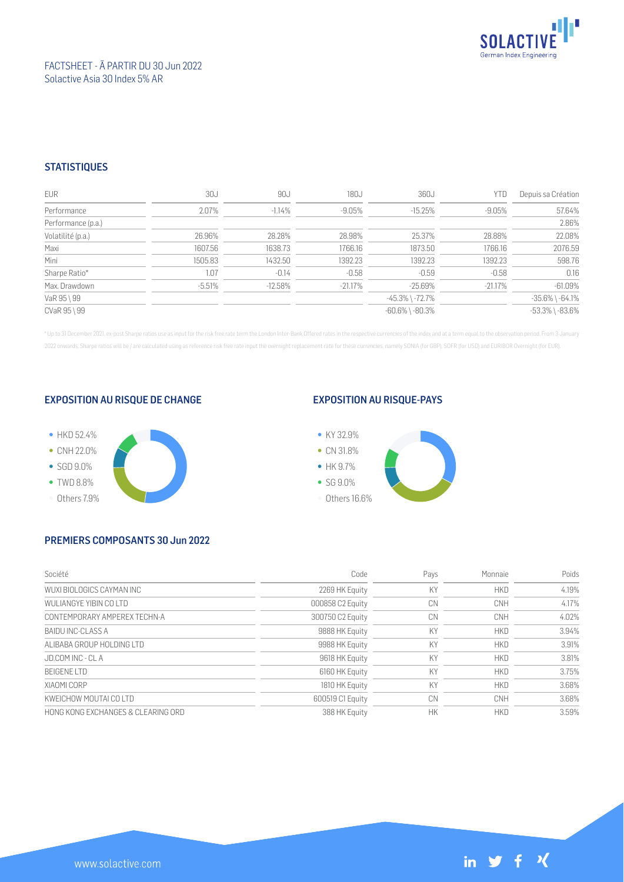FACTSHEET - À PARTIR DU 30 Jun 2022
Solactive Asia 30 Index 5% AR

## STATISTIQUES

| EUR | 30J | 90J | 180J | 360J | YTD | Depuis sa Création |
|---|---|---|---|---|---|---|
| Performance | 2.07% | -1.14% | -9.05% | -15.25% | -9.05% | 57.64% |
| Performance (p.a.) | | | | | | 2.86% |
| Volatilité (p.a.) | 26.96% | 28.28% | 28.98% | 25.37% | 28.88% | 22.08% |
| Maxi | 1607.56 | 1638.73 | 1766.16 | 1873.50 | 1766.16 | 2076.59 |
| Mini | 1505.83 | 1432.50 | 1392.23 | 1392.23 | 1392.23 | 598.76 |
| Sharpe Ratio* | 1.07 | -0.14 | -0.58 | -0.59 | -0.58 | 0.16 |
| Max. Drawdown | -5.51% | -12.58% | -21.17% | -25.69% | -21.17% | -61.09% |
| VaR 95 \ 99 | | | | -45.3% \ -72.7% | | -35.6% \ -64.1% |
| CVaR 95 \ 99 | | | | -60.6% \ -80.3% | | -53.3% \ -83.6% |

\* Up to 31 December 2021, ex-post Sharpe ratios use as input for the risk free rate term the London Inter-Bank Offered rates in the respective currencies of the index and at a term equal to the observation period. From 3 January 2022 onwards, Sharpe ratios will be / are calculated using as reference risk free rate input the overnight replacement rate for these currencies, namely SONIA (for GBP), SOFR (for USD) and EURIBOR Overnight (for EUR).

## EXPOSITION AU RISQUE DE CHANGE

- HKD 52.4%
- CNH 22.0%
- SGD 9.0%
- TWD 8.8%
- Others 7.9%

## EXPOSITION AU RISQUE-PAYS

- KY 32.9%
- CN 31.8%
- HK 9.7%
- SG 9.0%
- Others 16.6%

## PREMIERS COMPOSANTS 30 Jun 2022

| Société | Code | Pays | Monnaie | Poids |
|---|---|---|---|---|
| WUXI BIOLOGICS CAYMAN INC | 2269 HK Equity | KY | HKD | 4.19% |
| WULIANGYE YIBIN CO LTD | 000858 C2 Equity | CN | CNH | 4.17% |
| CONTEMPORARY AMPEREX TECHN-A | 300750 C2 Equity | CN | CNH | 4.02% |
| BAIDU INC-CLASS A | 9888 HK Equity | KY | HKD | 3.94% |
| ALIBABA GROUP HOLDING LTD | 9988 HK Equity | KY | HKD | 3.91% |
| JD.COM INC - CL A | 9618 HK Equity | KY | HKD | 3.81% |
| BEIGENE LTD | 6160 HK Equity | KY | HKD | 3.75% |
| XIAOMI CORP | 1810 HK Equity | KY | HKD | 3.68% |
| KWEICHOW MOUTAI CO LTD | 600519 C1 Equity | CN | CNH | 3.68% |
| HONG KONG EXCHANGES & CLEARING ORD | 388 HK Equity | HK | HKD | 3.59% |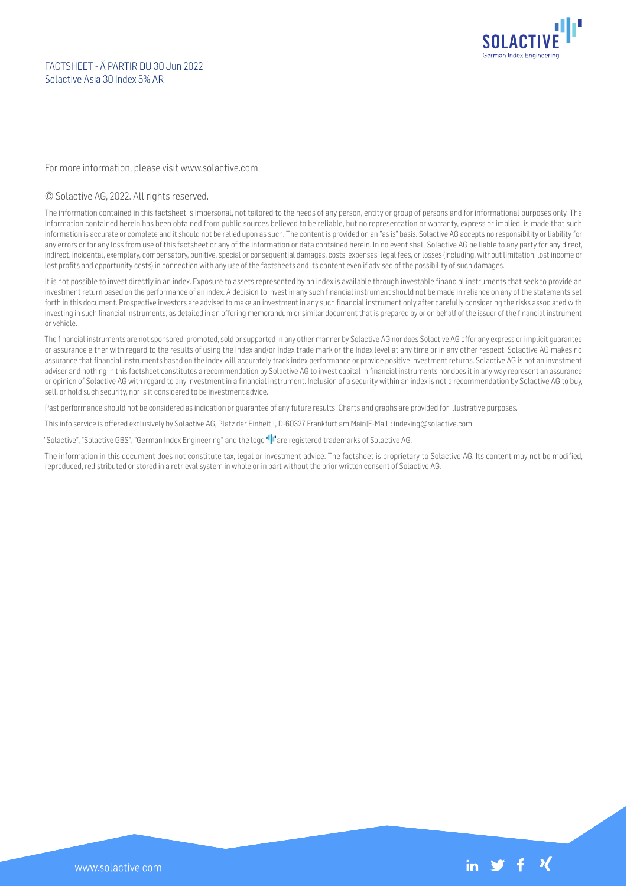For more information, please visit www.solactive.com.

© Solactive AG, 2022. All rights reserved.

The information contained in this factsheet is impersonal, not tailored to the needs of any person, entity or group of persons and for informational purposes only. The information contained herein has been obtained from public sources believed to be reliable, but no representation or warranty, express or implied, is made that such information is accurate or complete and it should not be relied upon as such. The content is provided on an "as is" basis. Solactive AG accepts no responsibility or liability for any errors or for any loss from use of this factsheet or any of the information or data contained herein. In no event shall Solactive AG be liable to any party for any direct, indirect, incidental, exemplary, compensatory, punitive, special or consequential damages, costs, expenses, legal fees, or losses (including, without limitation, lost income or lost profits and opportunity costs) in connection with any use of the factsheets and its content even if advised of the possibility of such damages.

It is not possible to invest directly in an index. Exposure to assets represented by an index is available through investable financial instruments that seek to provide an investment return based on the performance of an index. A decision to invest in any such financial instrument should not be made in reliance on any of the statements set forth in this document. Prospective investors are advised to make an investment in any such financial instrument only after carefully considering the risks associated with investing in such financial instruments, as detailed in an offering memorandum or similar document that is prepared by or on behalf of the issuer of the financial instrument or vehicle.

The financial instruments are not sponsored, promoted, sold or supported in any other manner by Solactive AG nor does Solactive AG offer any express or implicit guarantee or assurance either with regard to the results of using the Index and/or Index trade mark or the Index level at any time or in any other respect. Solactive AG makes no assurance that financial instruments based on the index will accurately track index performance or provide positive investment returns. Solactive AG is not an investment adviser and nothing in this factsheet constitutes a recommendation by Solactive AG to invest capital in financial instruments nor does it in any way represent an assurance or opinion of Solactive AG with regard to any investment in a financial instrument. Inclusion of a security within an index is not a recommendation by Solactive AG to buy, sell, or hold such security, nor is it considered to be investment advice.

Past performance should not be considered as indication or guarantee of any future results. Charts and graphs are provided for illustrative purposes.

This info service is offered exclusively by Solactive AG, Platz der Einheit 1, D-60327 Frankfurt am Main|E-Mail : indexing@solactive.com

"Solactive", "Solactive GBS", "German Index Engineering" and the logo are registered trademarks of Solactive AG.

The information in this document does not constitute tax, legal or investment advice. The factsheet is proprietary to Solactive AG. Its content may not be modified, reproduced, redistributed or stored in a retrieval system in whole or in part without the prior written consent of Solactive AG.